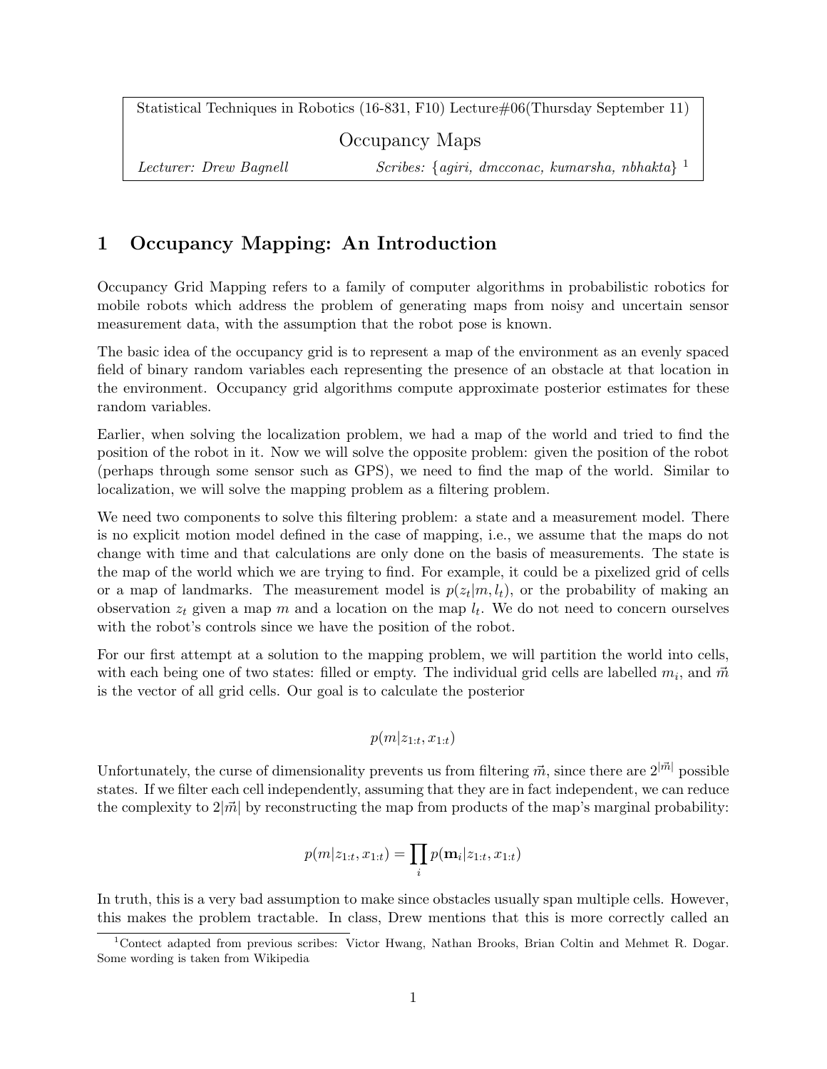Statistical Techniques in Robotics (16-831, F10) Lecture#06(Thursday September 11)

Occupancy Maps

*Lecturer: Drew Bagnell* *Scribes: {agiri, dmcconac, kumarsha, nbhakta}* [1]

# 1 Occupancy Mapping: An Introduction

Occupancy Grid Mapping refers to a family of computer algorithms in probabilistic robotics for mobile robots which address the problem of generating maps from noisy and uncertain sensor measurement data, with the assumption that the robot pose is known.

The basic idea of the occupancy grid is to represent a map of the environment as an evenly spaced field of binary random variables each representing the presence of an obstacle at that location in the environment. Occupancy grid algorithms compute approximate posterior estimates for these random variables.

Earlier, when solving the localization problem, we had a map of the world and tried to find the position of the robot in it. Now we will solve the opposite problem: given the position of the robot (perhaps through some sensor such as GPS), we need to find the map of the world. Similar to localization, we will solve the mapping problem as a filtering problem.

We need two components to solve this filtering problem: a state and a measurement model. There is no explicit motion model defined in the case of mapping, i.e., we assume that the maps do not change with time and that calculations are only done on the basis of measurements. The state is the map of the world which we are trying to find. For example, it could be a pixelized grid of cells or a map of landmarks. The measurement model is $p(z_t|m, l_t)$, or the probability of making an observation $z_t$ given a map $m$ and a location on the map $l_t$. We do not need to concern ourselves with the robot's controls since we have the position of the robot.

For our first attempt at a solution to the mapping problem, we will partition the world into cells, with each being one of two states: filled or empty. The individual grid cells are labelled $m_i$, and $\vec{m}$ is the vector of all grid cells. Our goal is to calculate the posterior

$$p(m|z_{1:t}, x_{1:t})$$

Unfortunately, the curse of dimensionality prevents us from filtering $\vec{m}$, since there are $2^{|\vec{m}|}$ possible states. If we filter each cell independently, assuming that they are in fact independent, we can reduce the complexity to $2|\vec{m}|$ by reconstructing the map from products of the map's marginal probability:

$$p(m|z_{1:t}, x_{1:t}) = \prod_i p(\mathbf{m}_i|z_{1:t}, x_{1:t})$$

In truth, this is a very bad assumption to make since obstacles usually span multiple cells. However, this makes the problem tractable. In class, Drew mentions that this is more correctly called an

[1] Contect adapted from previous scribes: Victor Hwang, Nathan Brooks, Brian Coltin and Mehmet R. Dogar. Some wording is taken from Wikipedia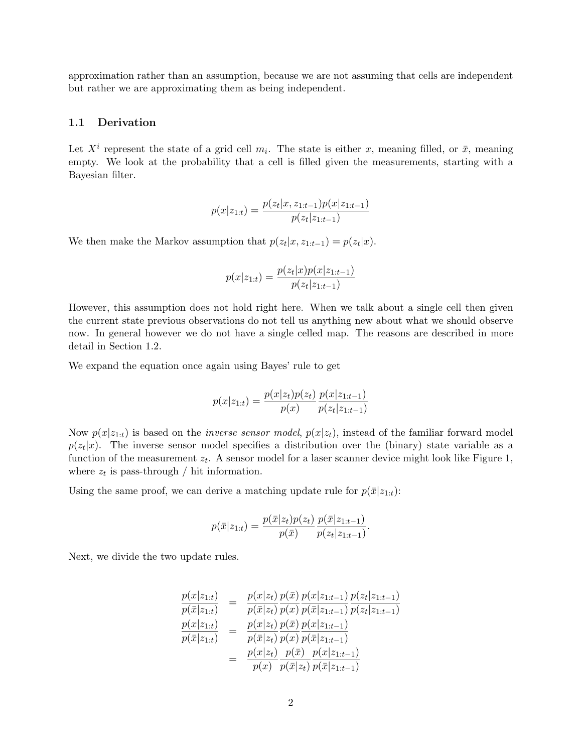approximation rather than an assumption, because we are not assuming that cells are independent but rather we are approximating them as being independent.

### 1.1 Derivation

Let $X^i$ represent the state of a grid cell $m_i$. The state is either $x$, meaning filled, or $\bar{x}$, meaning empty. We look at the probability that a cell is filled given the measurements, starting with a Bayesian filter.

$$p(x|z_{1:t}) = \frac{p(z_t|x, z_{1:t-1})p(x|z_{1:t-1})}{p(z_t|z_{1:t-1})}$$

We then make the Markov assumption that $p(z_t|x, z_{1:t-1}) = p(z_t|x)$.

$$p(x|z_{1:t}) = \frac{p(z_t|x)p(x|z_{1:t-1})}{p(z_t|z_{1:t-1})}$$

However, this assumption does not hold right here. When we talk about a single cell then given the current state previous observations do not tell us anything new about what we should observe now. In general however we do not have a single celled map. The reasons are described in more detail in Section 1.2.

We expand the equation once again using Bayes' rule to get

$$p(x|z_{1:t}) = \frac{p(x|z_t)p(z_t)}{p(x)} \frac{p(x|z_{1:t-1})}{p(z_t|z_{1:t-1})}$$

Now $p(x|z_{1:t})$ is based on the *inverse sensor model*, $p(x|z_t)$, instead of the familiar forward model $p(z_t|x)$. The inverse sensor model specifies a distribution over the (binary) state variable as a function of the measurement $z_t$. A sensor model for a laser scanner device might look like Figure 1, where $z_t$ is pass-through / hit information.

Using the same proof, we can derive a matching update rule for $p(\bar{x}|z_{1:t})$:

$$p(\bar{x}|z_{1:t}) = \frac{p(\bar{x}|z_t)p(z_t)}{p(\bar{x})} \frac{p(\bar{x}|z_{1:t-1})}{p(z_t|z_{1:t-1})}.$$

Next, we divide the two update rules.

$$\begin{aligned}
\frac{p(x|z_{1:t})}{p(\bar{x}|z_{1:t})} &= \frac{p(x|z_t)}{p(\bar{x}|z_t)} \frac{p(\bar{x})}{p(x)} \frac{p(x|z_{1:t-1})}{p(\bar{x}|z_{1:t-1})} \frac{p(z_t|z_{1:t-1})}{p(z_t|z_{1:t-1})} \\
\frac{p(x|z_{1:t})}{p(\bar{x}|z_{1:t})} &= \frac{p(x|z_t)}{p(\bar{x}|z_t)} \frac{p(\bar{x})}{p(x)} \frac{p(x|z_{1:t-1})}{p(\bar{x}|z_{1:t-1})} \\
&= \frac{p(x|z_t)}{p(x)} \frac{p(\bar{x})}{p(\bar{x}|z_t)} \frac{p(x|z_{1:t-1})}{p(\bar{x}|z_{1:t-1})}
\end{aligned}$$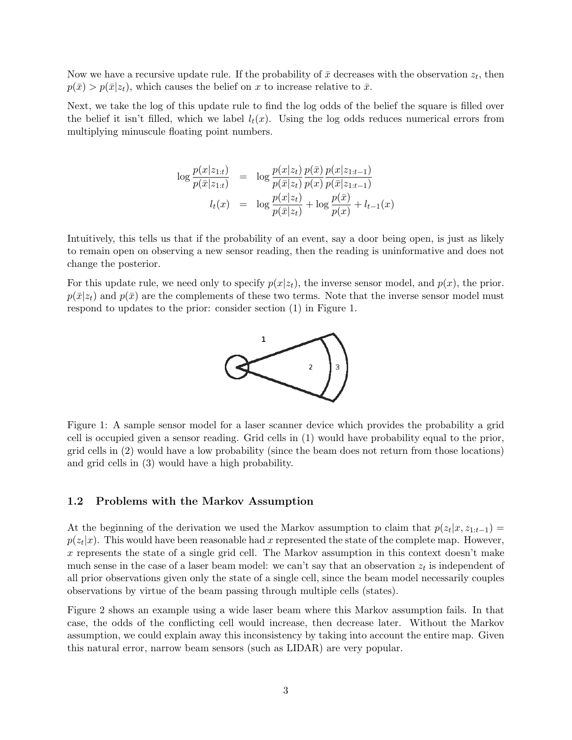Now we have a recursive update rule. If the probability of $\bar{x}$ decreases with the observation $z_t$, then $p(\bar{x}) > p(\bar{x}|z_t)$, which causes the belief on $x$ to increase relative to $\bar{x}$.

Next, we take the log of this update rule to find the log odds of the belief the square is filled over the belief it isn't filled, which we label $l_t(x)$. Using the log odds reduces numerical errors from multiplying minuscule floating point numbers.

$$
\begin{aligned}
\log \frac{p(x|z_{1:t})}{p(\bar{x}|z_{1:t})} &= \log \frac{p(x|z_t)}{p(\bar{x}|z_t)} \frac{p(\bar{x})}{p(x)} \frac{p(x|z_{1:t-1})}{p(\bar{x}|z_{1:t-1})} \\
l_t(x) &= \log \frac{p(x|z_t)}{p(\bar{x}|z_t)} + \log \frac{p(\bar{x})}{p(x)} + l_{t-1}(x)
\end{aligned}
$$

Intuitively, this tells us that if the probability of an event, say a door being open, is just as likely to remain open on observing a new sensor reading, then the reading is uninformative and does not change the posterior.

For this update rule, we need only to specify $p(x|z_t)$, the inverse sensor model, and $p(x)$, the prior. $p(\bar{x}|z_t)$ and $p(\bar{x})$ are the complements of these two terms. Note that the inverse sensor model must respond to updates to the prior: consider section (1) in Figure 1.

Figure 1: A sample sensor model for a laser scanner device which provides the probability a grid cell is occupied given a sensor reading. Grid cells in (1) would have probability equal to the prior, grid cells in (2) would have a low probability (since the beam does not return from those locations) and grid cells in (3) would have a high probability.

### 1.2 Problems with the Markov Assumption

At the beginning of the derivation we used the Markov assumption to claim that $p(z_t|x, z_{1:t-1}) = p(z_t|x)$. This would have been reasonable had $x$ represented the state of the complete map. However, $x$ represents the state of a single grid cell. The Markov assumption in this context doesn't make much sense in the case of a laser beam model: we can't say that an observation $z_t$ is independent of all prior observations given only the state of a single cell, since the beam model necessarily couples observations by virtue of the beam passing through multiple cells (states).

Figure 2 shows an example using a wide laser beam where this Markov assumption fails. In that case, the odds of the conflicting cell would increase, then decrease later. Without the Markov assumption, we could explain away this inconsistency by taking into account the entire map. Given this natural error, narrow beam sensors (such as LIDAR) are very popular.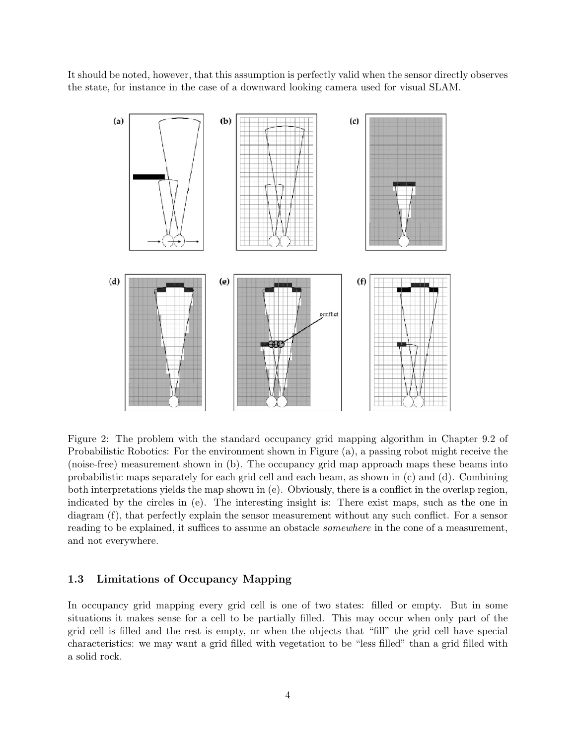It should be noted, however, that this assumption is perfectly valid when the sensor directly observes the state, for instance in the case of a downward looking camera used for visual SLAM.

Figure 2: The problem with the standard occupancy grid mapping algorithm in Chapter 9.2 of Probabilistic Robotics: For the environment shown in Figure (a), a passing robot might receive the (noise-free) measurement shown in (b). The occupancy grid map approach maps these beams into probabilistic maps separately for each grid cell and each beam, as shown in (c) and (d). Combining both interpretations yields the map shown in (e). Obviously, there is a conflict in the overlap region, indicated by the circles in (e). The interesting insight is: There exist maps, such as the one in diagram (f), that perfectly explain the sensor measurement without any such conflict. For a sensor reading to be explained, it suffices to assume an obstacle *somewhere* in the cone of a measurement, and not everywhere.

### 1.3 Limitations of Occupancy Mapping

In occupancy grid mapping every grid cell is one of two states: filled or empty. But in some situations it makes sense for a cell to be partially filled. This may occur when only part of the grid cell is filled and the rest is empty, or when the objects that "fill" the grid cell have special characteristics: we may want a grid filled with vegetation to be "less filled" than a grid filled with a solid rock.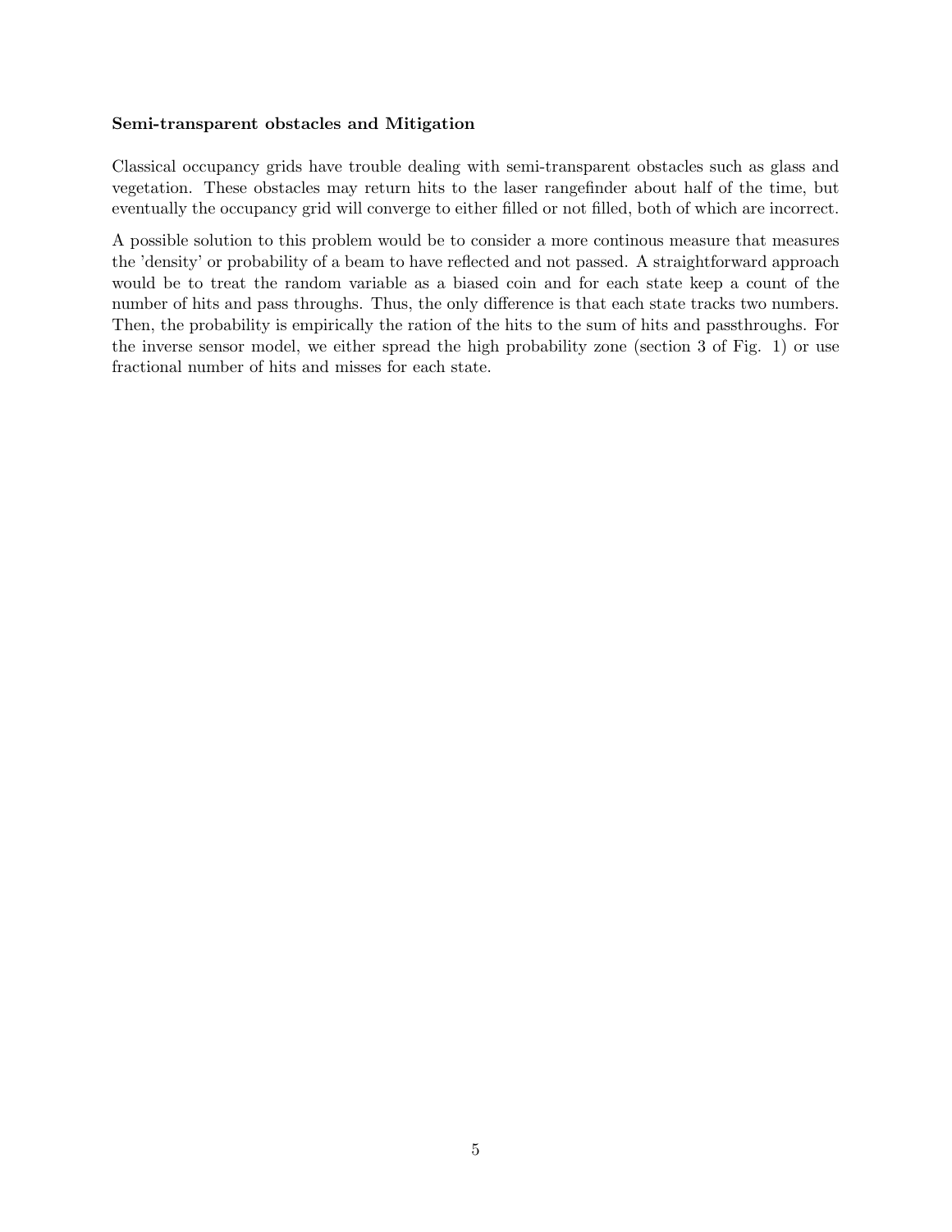**Semi-transparent obstacles and Mitigation**

Classical occupancy grids have trouble dealing with semi-transparent obstacles such as glass and vegetation. These obstacles may return hits to the laser rangefinder about half of the time, but eventually the occupancy grid will converge to either filled or not filled, both of which are incorrect.

A possible solution to this problem would be to consider a more continous measure that measures the 'density' or probability of a beam to have reflected and not passed. A straightforward approach would be to treat the random variable as a biased coin and for each state keep a count of the number of hits and pass throughs. Thus, the only difference is that each state tracks two numbers. Then, the probability is empirically the ration of the hits to the sum of hits and passthroughs. For the inverse sensor model, we either spread the high probability zone (section 3 of Fig. 1) or use fractional number of hits and misses for each state.